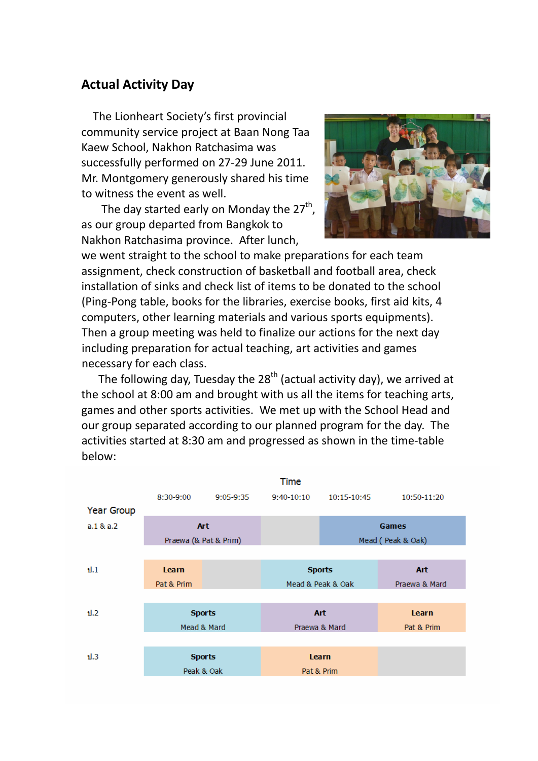## Actual Activity Day

The Lionheart Society's first provincial community service project at Baan Nong Taa Kaew School, Nakhon Ratchasima was successfully performed on 27-29 June 2011. Mr. Montgomery generously shared his time to witness the event as well.

The day started early on Monday the 27th, as our group departed from Bangkok to Nakhon Ratchasima province. After lunch, we went straight to the school to make preparations for each team assignment, check construction of basketball and football area, check installation of sinks and check list of items to be donated to the school (Ping-Pong table, books for the libraries, exercise books, first aid kits, 4 computers, other learning materials and various sports equipments). Then a group meeting was held to finalize our actions for the next day including preparation for actual teaching, art activities and games necessary for each class.

The following day, Tuesday the 28th (actual activity day), we arrived at the school at 8:00 am and brought with us all the items for teaching arts, games and other sports activities. We met up with the School Head and our group separated according to our planned program for the day. The activities started at 8:30 am and progressed as shown in the time-table below:

| Year Group | Time 8:30-9:00 | 9:05-9:35 | 9:40-10:10 | 10:15-10:45 | 10:50-11:20 |
|---|---|---|---|---|---|
| อ.1 & อ.2 | **Art** Praewa (& Pat & Prim) | | | **Games** Mead ( Peak & Oak) | |
| ป.1 | **Learn** Pat & Prim | | **Sports** Mead & Peak & Oak | | **Art** Praewa & Mard |
| ป.2 | **Sports** Mead & Mard | | **Art** Praewa & Mard | | **Learn** Pat & Prim |
| ป.3 | **Sports** Peak & Oak | | **Learn** Pat & Prim | | |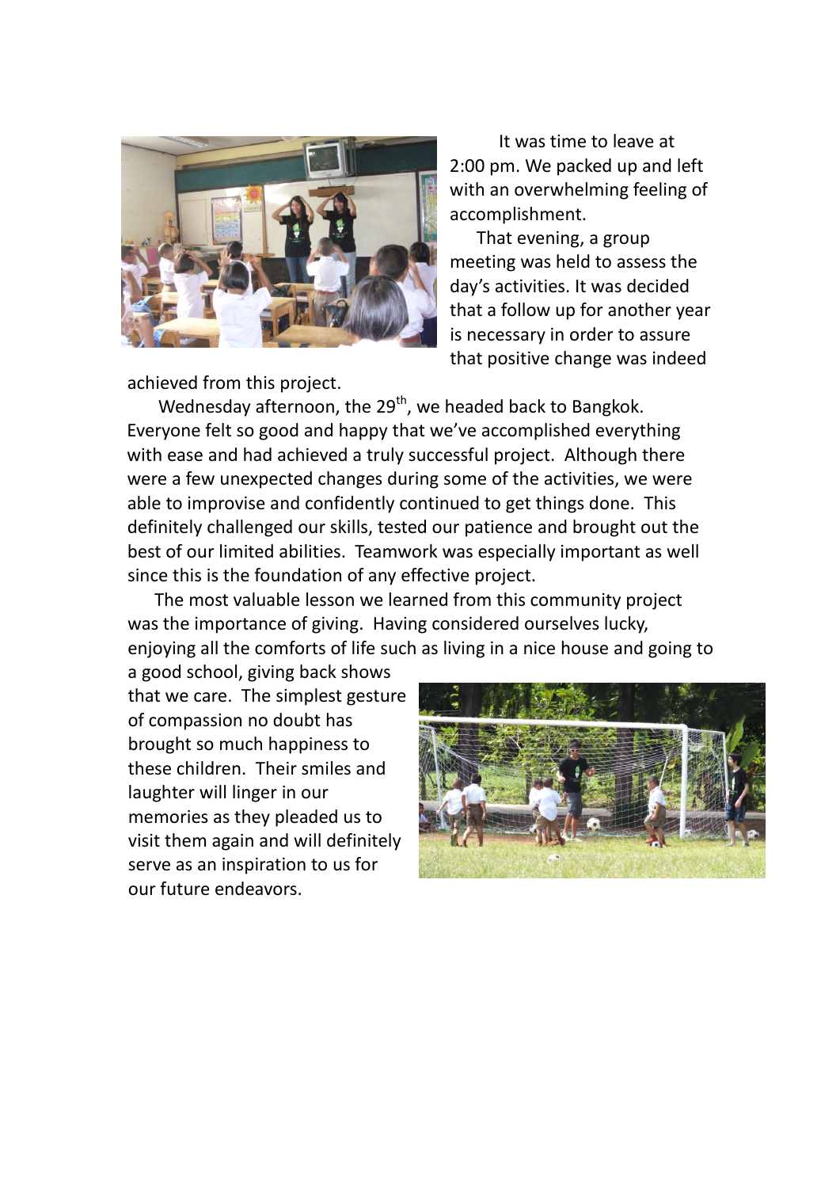It was time to leave at 2:00 pm. We packed up and left with an overwhelming feeling of accomplishment.

That evening, a group meeting was held to assess the day's activities. It was decided that a follow up for another year is necessary in order to assure that positive change was indeed achieved from this project.

Wednesday afternoon, the 29th, we headed back to Bangkok. Everyone felt so good and happy that we've accomplished everything with ease and had achieved a truly successful project. Although there were a few unexpected changes during some of the activities, we were able to improvise and confidently continued to get things done. This definitely challenged our skills, tested our patience and brought out the best of our limited abilities. Teamwork was especially important as well since this is the foundation of any effective project.

The most valuable lesson we learned from this community project was the importance of giving. Having considered ourselves lucky, enjoying all the comforts of life such as living in a nice house and going to a good school, giving back shows that we care. The simplest gesture of compassion no doubt has brought so much happiness to these children. Their smiles and laughter will linger in our memories as they pleaded us to visit them again and will definitely serve as an inspiration to us for our future endeavors.